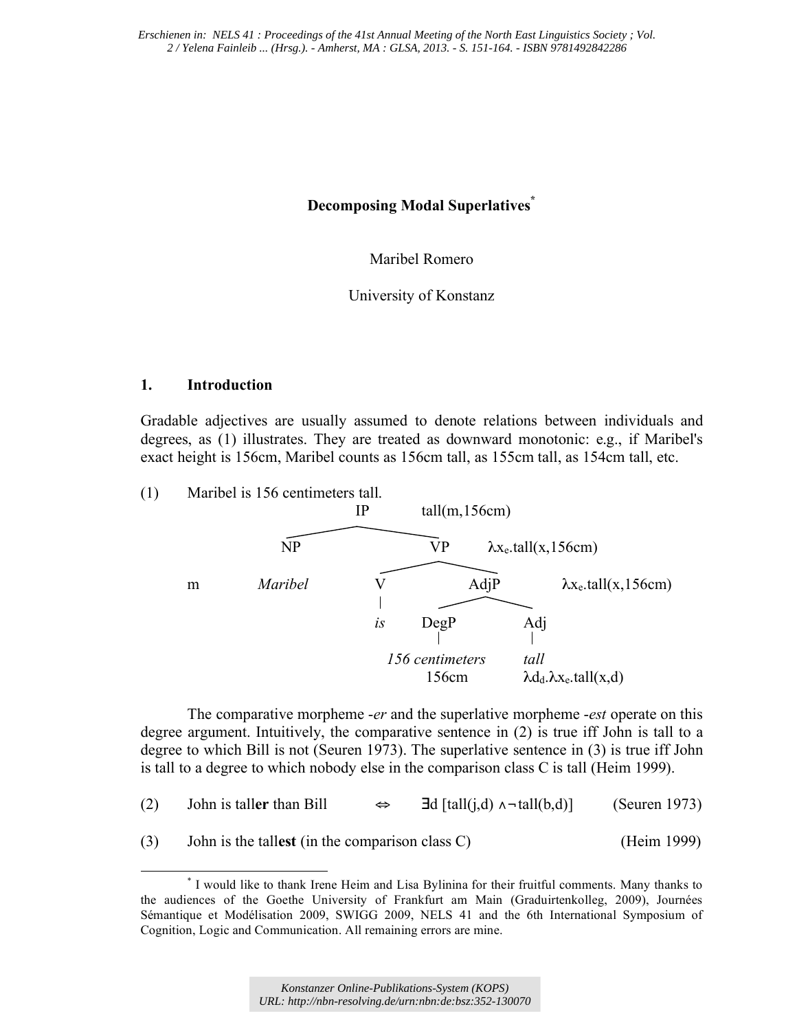Erschienen in: NELS 41 : Proceedings of the 41st Annual Meeting of the North East Linguistics Society ; Vol. 2 / Yelena Fainleib ... (Hrsg.). - Amherst, MA : GLSA, 2013. - S. 151-164. - ISBN 9781492842286

# Decomposing Modal Superlatives[*]

Maribel Romero

University of Konstanz

## 1. Introduction

Gradable adjectives are usually assumed to denote relations between individuals and degrees, as (1) illustrates. They are treated as downward monotonic: e.g., if Maribel's exact height is 156cm, Maribel counts as 156cm tall, as 155cm tall, as 154cm tall, etc.

(1) Maribel is 156 centimeters tall.

```
                         IP            tall(m,156cm)
                 ________|________
                NP                VP        λxe.tall(x,156cm)
                |           ______|______
  m          Maribel       V            AdjP         λxe.tall(x,156cm)
                           |        _____|_____
                           is     DegP        Adj
                                   |           |
                          156 centimeters     tall
                                156cm         λdd.λxe.tall(x,d)
```

The comparative morpheme *-er* and the superlative morpheme *-est* operate on this degree argument. Intuitively, the comparative sentence in (2) is true iff John is tall to a degree to which Bill is not (Seuren 1973). The superlative sentence in (3) is true iff John is tall to a degree to which nobody else in the comparison class C is tall (Heim 1999).

(2) John is tall**er** than Bill $\Leftrightarrow$ $\exists d\, [\text{tall}(j,d) \wedge \neg \text{tall}(b,d)]$ (Seuren 1973)

(3) John is the tall**est** (in the comparison class C) (Heim 1999)

[*] I would like to thank Irene Heim and Lisa Bylinina for their fruitful comments. Many thanks to the audiences of the Goethe University of Frankfurt am Main (Graduirtenkolleg, 2009), Journées Sémantique et Modélisation 2009, SWIGG 2009, NELS 41 and the 6th International Symposium of Cognition, Logic and Communication. All remaining errors are mine.

Konstanzer Online-Publikations-System (KOPS)
URL: http://nbn-resolving.de/urn:nbn:de:bsz:352-130070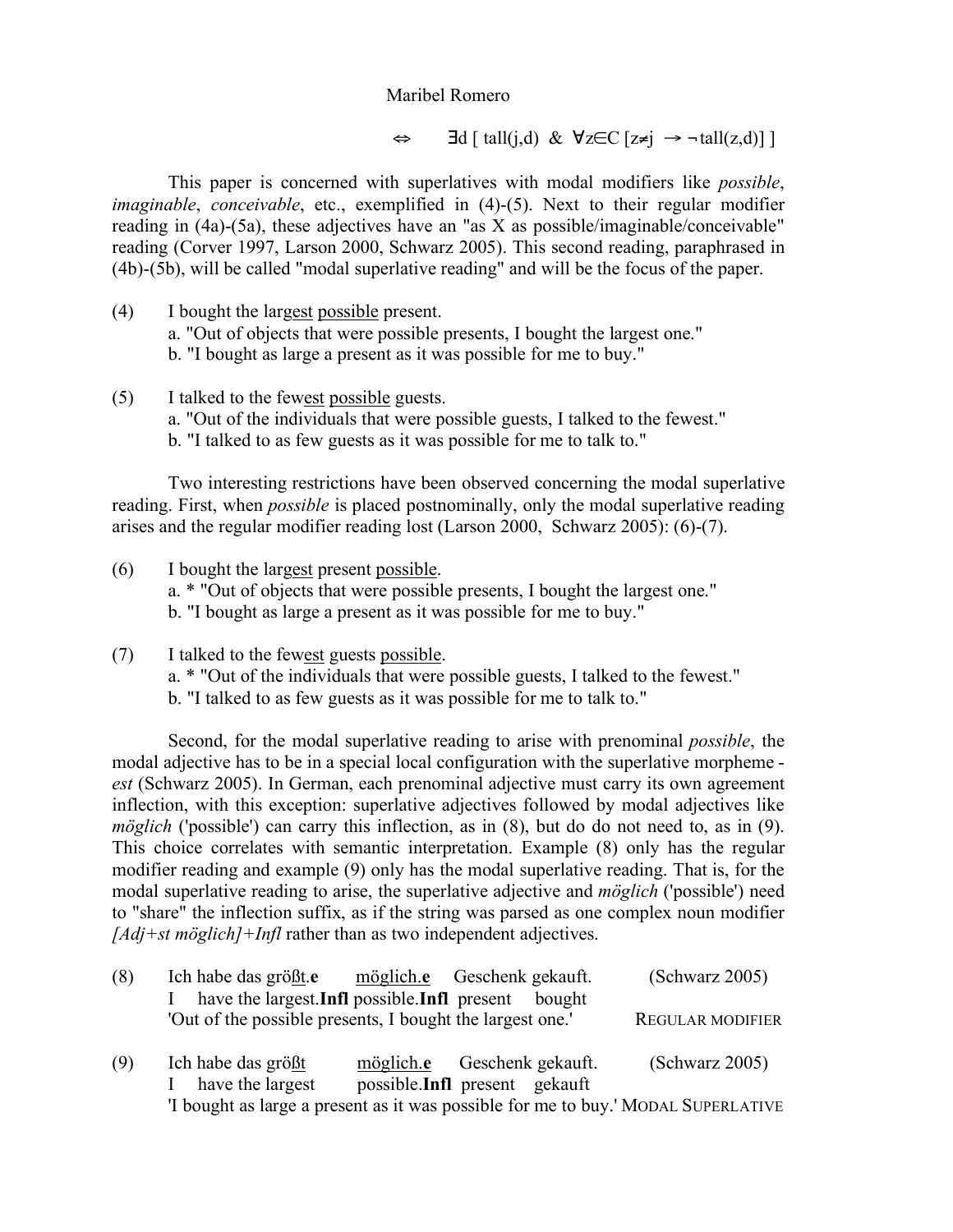$$\Leftrightarrow \quad \exists d \, [\, tall(j,d) \;\&\; \forall z \in C \, [z \neq j \rightarrow \neg tall(z,d)] \,]$$

This paper is concerned with superlatives with modal modifiers like *possible*, *imaginable*, *conceivable*, etc., exemplified in (4)-(5). Next to their regular modifier reading in (4a)-(5a), these adjectives have an "as X as possible/imaginable/conceivable" reading (Corver 1997, Larson 2000, Schwarz 2005). This second reading, paraphrased in (4b)-(5b), will be called "modal superlative reading" and will be the focus of the paper.

(4) I bought the larg<u>est</u> <u>possible</u> present.
 a. "Out of objects that were possible presents, I bought the largest one."
 b. "I bought as large a present as it was possible for me to buy."

(5) I talked to the few<u>est</u> <u>possible</u> guests.
 a. "Out of the individuals that were possible guests, I talked to the fewest."
 b. "I talked to as few guests as it was possible for me to talk to."

Two interesting restrictions have been observed concerning the modal superlative reading. First, when *possible* is placed postnominally, only the modal superlative reading arises and the regular modifier reading lost (Larson 2000, Schwarz 2005): (6)-(7).

(6) I bought the larg<u>est</u> present <u>possible</u>.
 a. * "Out of objects that were possible presents, I bought the largest one."
 b. "I bought as large a present as it was possible for me to buy."

(7) I talked to the few<u>est</u> guests <u>possible</u>.
 a. * "Out of the individuals that were possible guests, I talked to the fewest."
 b. "I talked to as few guests as it was possible for me to talk to."

Second, for the modal superlative reading to arise with prenominal *possible*, the modal adjective has to be in a special local configuration with the superlative morpheme -*est* (Schwarz 2005). In German, each prenominal adjective must carry its own agreement inflection, with this exception: superlative adjectives followed by modal adjectives like *möglich* ('possible') can carry this inflection, as in (8), but do do not need to, as in (9). This choice correlates with semantic interpretation. Example (8) only has the regular modifier reading and example (9) only has the modal superlative reading. That is, for the modal superlative reading to arise, the superlative adjective and *möglich* ('possible') need to "share" the inflection suffix, as if the string was parsed as one complex noun modifier *[Adj+st möglich]+Infl* rather than as two independent adjectives.

(8) Ich habe das größ<u>t</u>.**e** <u>möglich.**e**</u> Geschenk gekauft. (Schwarz 2005)
 I have the largest.**Infl** possible.**Infl** present bought
 'Out of the possible presents, I bought the largest one.' REGULAR MODIFIER

(9) Ich habe das größ<u>t</u> <u>möglich.**e**</u> Geschenk gekauft. (Schwarz 2005)
 I have the largest possible.**Infl** present gekauft
 'I bought as large a present as it was possible for me to buy.' MODAL SUPERLATIVE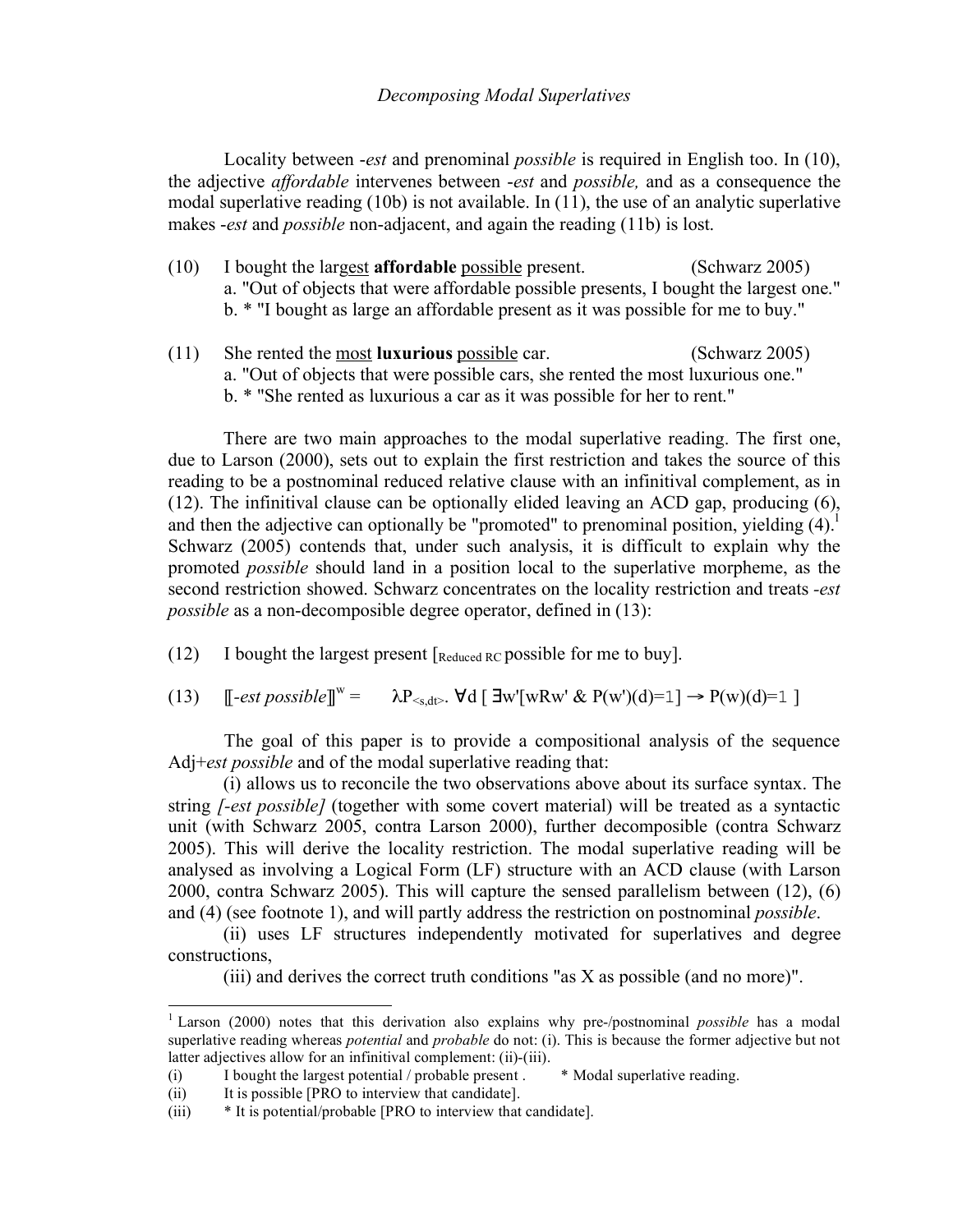Locality between *-est* and prenominal *possible* is required in English too. In (10), the adjective *affordable* intervenes between *-est* and *possible,* and as a consequence the modal superlative reading (10b) is not available. In (11), the use of an analytic superlative makes *-est* and *possible* non-adjacent, and again the reading (11b) is lost.

(10) I bought the larg<u>est</u> **affordable** <u>possible</u> present. (Schwarz 2005)
  a. "Out of objects that were affordable possible presents, I bought the largest one."
  b. * "I bought as large an affordable present as it was possible for me to buy."

(11) She rented the <u>most</u> **luxurious** <u>possible</u> car. (Schwarz 2005)
  a. "Out of objects that were possible cars, she rented the most luxurious one."
  b. * "She rented as luxurious a car as it was possible for her to rent."

There are two main approaches to the modal superlative reading. The first one, due to Larson (2000), sets out to explain the first restriction and takes the source of this reading to be a postnominal reduced relative clause with an infinitival complement, as in (12). The infinitival clause can be optionally elided leaving an ACD gap, producing (6), and then the adjective can optionally be "promoted" to prenominal position, yielding (4).[1] Schwarz (2005) contends that, under such analysis, it is difficult to explain why the promoted *possible* should land in a position local to the superlative morpheme, as the second restriction showed. Schwarz concentrates on the locality restriction and treats *-est possible* as a non-decomposable degree operator, defined in (13):

(12) I bought the largest present [$_{\text{Reduced RC}}$ possible for me to buy].

(13) $[\![\textit{-est possible}]\!]^{w} = \quad \lambda P_{<s,dt>}.\ \forall d\ [\ \exists w'[wRw'\ \&\ P(w')(d)=1] \rightarrow P(w)(d)=1\ ]$

The goal of this paper is to provide a compositional analysis of the sequence Adj+*est possible* and of the modal superlative reading that:

(i) allows us to reconcile the two observations above about its surface syntax. The string *[-est possible]* (together with some covert material) will be treated as a syntactic unit (with Schwarz 2005, contra Larson 2000), further decomposible (contra Schwarz 2005). This will derive the locality restriction. The modal superlative reading will be analysed as involving a Logical Form (LF) structure with an ACD clause (with Larson 2000, contra Schwarz 2005). This will capture the sensed parallelism between (12), (6) and (4) (see footnote 1), and will partly address the restriction on postnominal *possible*.

(ii) uses LF structures independently motivated for superlatives and degree constructions,

(iii) and derives the correct truth conditions "as X as possible (and no more)".

---

[1] Larson (2000) notes that this derivation also explains why pre-/postnominal *possible* has a modal superlative reading whereas *potential* and *probable* do not: (i). This is because the former adjective but not latter adjectives allow for an infinitival complement: (ii)-(iii).

(i) I bought the largest potential / probable present . * Modal superlative reading.

(ii) It is possible [PRO to interview that candidate].

(iii) * It is potential/probable [PRO to interview that candidate].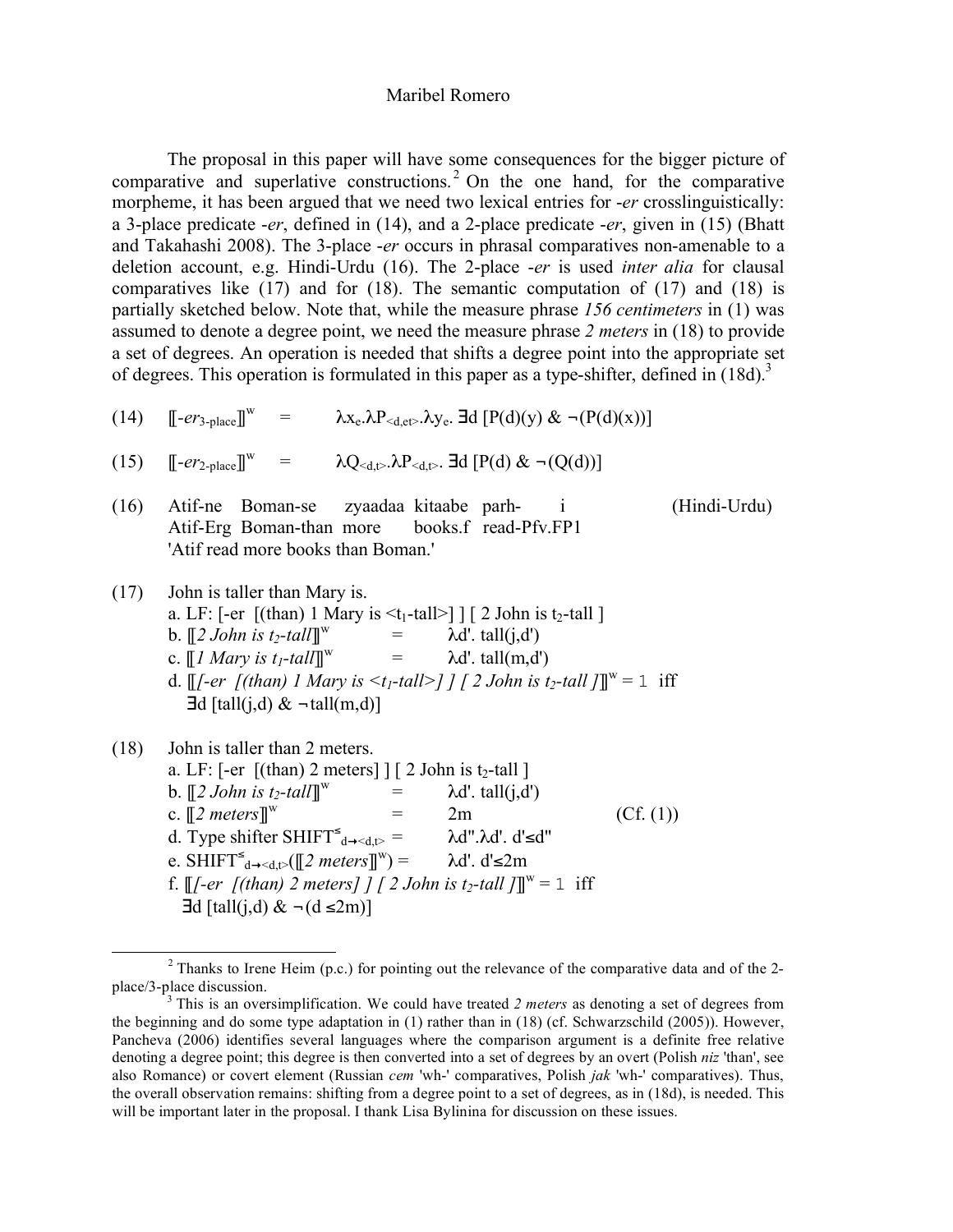The proposal in this paper will have some consequences for the bigger picture of comparative and superlative constructions.[2] On the one hand, for the comparative morpheme, it has been argued that we need two lexical entries for *-er* crosslinguistically: a 3-place predicate *-er*, defined in (14), and a 2-place predicate *-er*, given in (15) (Bhatt and Takahashi 2008). The 3-place *-er* occurs in phrasal comparatives non-amenable to a deletion account, e.g. Hindi-Urdu (16). The 2-place *-er* is used *inter alia* for clausal comparatives like (17) and for (18). The semantic computation of (17) and (18) is partially sketched below. Note that, while the measure phrase *156 centimeters* in (1) was assumed to denote a degree point, we need the measure phrase *2 meters* in (18) to provide a set of degrees. An operation is needed that shifts a degree point into the appropriate set of degrees. This operation is formulated in this paper as a type-shifter, defined in (18d).[3]

(14) $[\![\textit{-er}_{\text{3-place}}]\!]^w = \lambda x_e.\lambda P_{<d,et>}.\lambda y_e.\ \exists d\ [P(d)(y)\ \&\ \neg(P(d)(x))]$

(15) $[\![\textit{-er}_{\text{2-place}}]\!]^w = \lambda Q_{<d,t>}.\lambda P_{<d,t>}.\ \exists d\ [P(d)\ \&\ \neg(Q(d))]$

(16) Atif-ne Boman-se zyaadaa kitaabe parh- i (Hindi-Urdu)
Atif-Erg Boman-than more books.f read-Pfv.FP1
'Atif read more books than Boman.'

(17) John is taller than Mary is.
a. LF: [-er [(than) 1 Mary is <$t_1$-tall>] ] [ 2 John is $t_2$-tall ]
b. $[\![\textit{2 John is } t_2\textit{-tall}]\!]^w = \lambda d'.\ \text{tall}(j,d')$
c. $[\![\textit{1 Mary is } t_1\textit{-tall}]\!]^w = \lambda d'.\ \text{tall}(m,d')$
d. $[\![\textit{[-er [(than) 1 Mary is <}t_1\textit{-tall>] ] [ 2 John is } t_2\textit{-tall ]}]\!]^w = 1$ iff $\exists d\ [\text{tall}(j,d)\ \&\ \neg\text{tall}(m,d)]$

(18) John is taller than 2 meters.
a. LF: [-er [(than) 2 meters] ] [ 2 John is $t_2$-tall ]
b. $[\![\textit{2 John is } t_2\textit{-tall}]\!]^w = \lambda d'.\ \text{tall}(j,d')$
c. $[\![\textit{2 meters}]\!]^w = 2m$ (Cf. (1))
d. Type shifter $\text{SHIFT}^{\leq}_{d\rightarrow<d,t>} = \lambda d''.\lambda d'.\ d'\leq d''$
e. $\text{SHIFT}^{\leq}_{d\rightarrow<d,t>}([\![\textit{2 meters}]\!]^w) = \lambda d'.\ d'\leq 2m$
f. $[\![\textit{[-er [(than) 2 meters] ] [ 2 John is } t_2\textit{-tall ]}]\!]^w = 1$ iff $\exists d\ [\text{tall}(j,d)\ \&\ \neg(d \leq 2m)]$

---

[2] Thanks to Irene Heim (p.c.) for pointing out the relevance of the comparative data and of the 2-place/3-place discussion.

[3] This is an oversimplification. We could have treated *2 meters* as denoting a set of degrees from the beginning and do some type adaptation in (1) rather than in (18) (cf. Schwarzschild (2005)). However, Pancheva (2006) identifies several languages where the comparison argument is a definite free relative denoting a degree point; this degree is then converted into a set of degrees by an overt (Polish *niz* 'than', see also Romance) or covert element (Russian *cem* 'wh-' comparatives, Polish *jak* 'wh-' comparatives). Thus, the overall observation remains: shifting from a degree point to a set of degrees, as in (18d), is needed. This will be important later in the proposal. I thank Lisa Bylinina for discussion on these issues.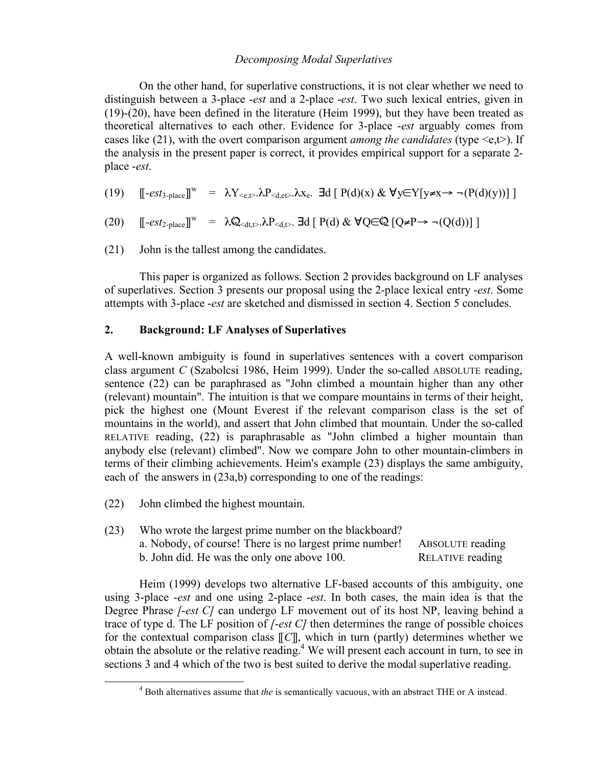On the other hand, for superlative constructions, it is not clear whether we need to distinguish between a 3-place *-est* and a 2-place *-est*. Two such lexical entries, given in (19)-(20), have been defined in the literature (Heim 1999), but they have been treated as theoretical alternatives to each other. Evidence for 3-place *-est* arguably comes from cases like (21), with the overt comparison argument *among the candidates* (type <e,t>). If the analysis in the present paper is correct, it provides empirical support for a separate 2-place *-est*.

(19) $[\![\textit{-est}_{\text{3-place}}]\!]^{w} = \lambda Y_{<e,t>}.\lambda P_{<d,et>}.\lambda x_e.\ \exists d\ [\ P(d)(x)\ \&\ \forall y \in Y[y \neq x \rightarrow \neg(P(d)(y))]\ ]$

(20) $[\![\textit{-est}_{\text{2-place}}]\!]^{w} = \lambda \mathcal{Q}_{<dt,t>}.\lambda P_{<d,t>}.\ \exists d\ [\ P(d)\ \&\ \forall Q \in \mathcal{Q}\ [Q \neq P \rightarrow \neg(Q(d))]\ ]$

(21) John is the tallest among the candidates.

This paper is organized as follows. Section 2 provides background on LF analyses of superlatives. Section 3 presents our proposal using the 2-place lexical entry *-est*. Some attempts with 3-place *-est* are sketched and dismissed in section 4. Section 5 concludes.

## 2. Background: LF Analyses of Superlatives

A well-known ambiguity is found in superlatives sentences with a covert comparison class argument *C* (Szabolcsi 1986, Heim 1999). Under the so-called ABSOLUTE reading, sentence (22) can be paraphrased as "John climbed a mountain higher than any other (relevant) mountain". The intuition is that we compare mountains in terms of their height, pick the highest one (Mount Everest if the relevant comparison class is the set of mountains in the world), and assert that John climbed that mountain. Under the so-called RELATIVE reading, (22) is paraphrasable as "John climbed a higher mountain than anybody else (relevant) climbed". Now we compare John to other mountain-climbers in terms of their climbing achievements. Heim's example (23) displays the same ambiguity, each of the answers in (23a,b) corresponding to one of the readings:

(22) John climbed the highest mountain.

(23) Who wrote the largest prime number on the blackboard?
a. Nobody, of course! There is no largest prime number! ABSOLUTE reading
b. John did. He was the only one above 100. RELATIVE reading

Heim (1999) develops two alternative LF-based accounts of this ambiguity, one using 3-place *-est* and one using 2-place *-est*. In both cases, the main idea is that the Degree Phrase *[-est C]* can undergo LF movement out of its host NP, leaving behind a trace of type d. The LF position of *[-est C]* then determines the range of possible choices for the contextual comparison class $[\![C]\!]$, which in turn (partly) determines whether we obtain the absolute or the relative reading.[4] We will present each account in turn, to see in sections 3 and 4 which of the two is best suited to derive the modal superlative reading.

[4] Both alternatives assume that *the* is semantically vacuous, with an abstract THE or A instead.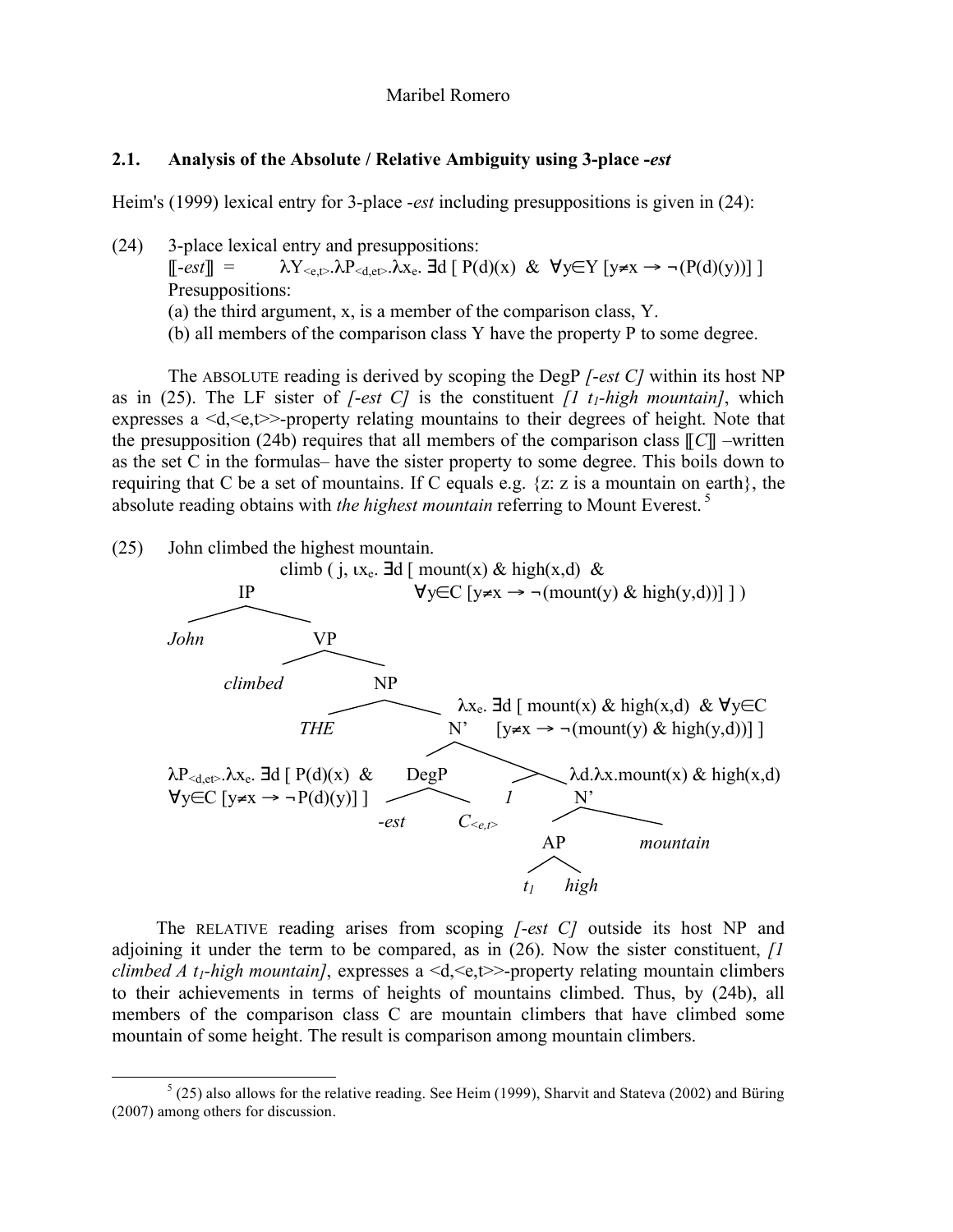### 2.1. Analysis of the Absolute / Relative Ambiguity using 3-place *-est*

Heim's (1999) lexical entry for 3-place *-est* including presuppositions is given in (24):

(24) 3-place lexical entry and presuppositions:

$$[\![\textit{-est}]\!] = \lambda Y_{<e,t>}.\lambda P_{<d,et>}.\lambda x_e.\ \exists d\ [\ P(d)(x)\ \ \&\ \ \forall y \in Y\ [y \neq x \rightarrow \neg(P(d)(y))]\ ]$$

Presuppositions:

(a) the third argument, x, is a member of the comparison class, Y.

(b) all members of the comparison class Y have the property P to some degree.

The ABSOLUTE reading is derived by scoping the DegP *[-est C]* within its host NP as in (25). The LF sister of *[-est C]* is the constituent *[1 $t_1$-high mountain]*, which expresses a <d,<e,t>>-property relating mountains to their degrees of height. Note that the presupposition (24b) requires that all members of the comparison class $[\![C]\!]$ –written as the set C in the formulas– have the sister property to some degree. This boils down to requiring that C be a set of mountains. If C equals e.g. {z: z is a mountain on earth}, the absolute reading obtains with *the highest mountain* referring to Mount Everest.[5]

(25) John climbed the highest mountain.

$$\text{climb}(\,j,\ \iota x_e.\ \exists d\ [\ \text{mount}(x)\ \&\ \text{high}(x,d)\ \ \&\ \ \forall y \in C\ [y \neq x \rightarrow \neg(\text{mount}(y)\ \&\ \text{high}(y,d))]\ ]\,)$$

```
IP
├── John
└── VP
    ├── climbed
    └── NP
        ├── THE
        └── N'
            ├── DegP
            │   ├── -est
            │   └── C<e,t>
            └── [1 N']
                ├── 1
                └── N'
                    ├── AP
                    │   ├── t1
                    │   └── high
                    └── mountain
```

- IP: $\text{climb}(\,j,\ \iota x_e.\ \exists d\ [\ \text{mount}(x)\ \&\ \text{high}(x,d)\ \&\ \forall y \in C\ [y \neq x \rightarrow \neg(\text{mount}(y)\ \&\ \text{high}(y,d))]\ ]\,)$
- N': $\lambda x_e.\ \exists d\ [\ \text{mount}(x)\ \&\ \text{high}(x,d)\ \ \&\ \forall y \in C\ [y \neq x \rightarrow \neg(\text{mount}(y)\ \&\ \text{high}(y,d))]\ ]$
- DegP: $\lambda P_{<d,et>}.\lambda x_e.\ \exists d\ [\ P(d)(x)\ \ \&\ \ \forall y \in C\ [y \neq x \rightarrow \neg P(d)(y)]\ ]$
- [1 N']: $\lambda d.\lambda x.\text{mount}(x)\ \&\ \text{high}(x,d)$

The RELATIVE reading arises from scoping *[-est C]* outside its host NP and adjoining it under the term to be compared, as in (26). Now the sister constituent, *[1 climbed A $t_1$-high mountain]*, expresses a <d,<e,t>>-property relating mountain climbers to their achievements in terms of heights of mountains climbed. Thus, by (24b), all members of the comparison class C are mountain climbers that have climbed some mountain of some height. The result is comparison among mountain climbers.

[5] (25) also allows for the relative reading. See Heim (1999), Sharvit and Stateva (2002) and Büring (2007) among others for discussion.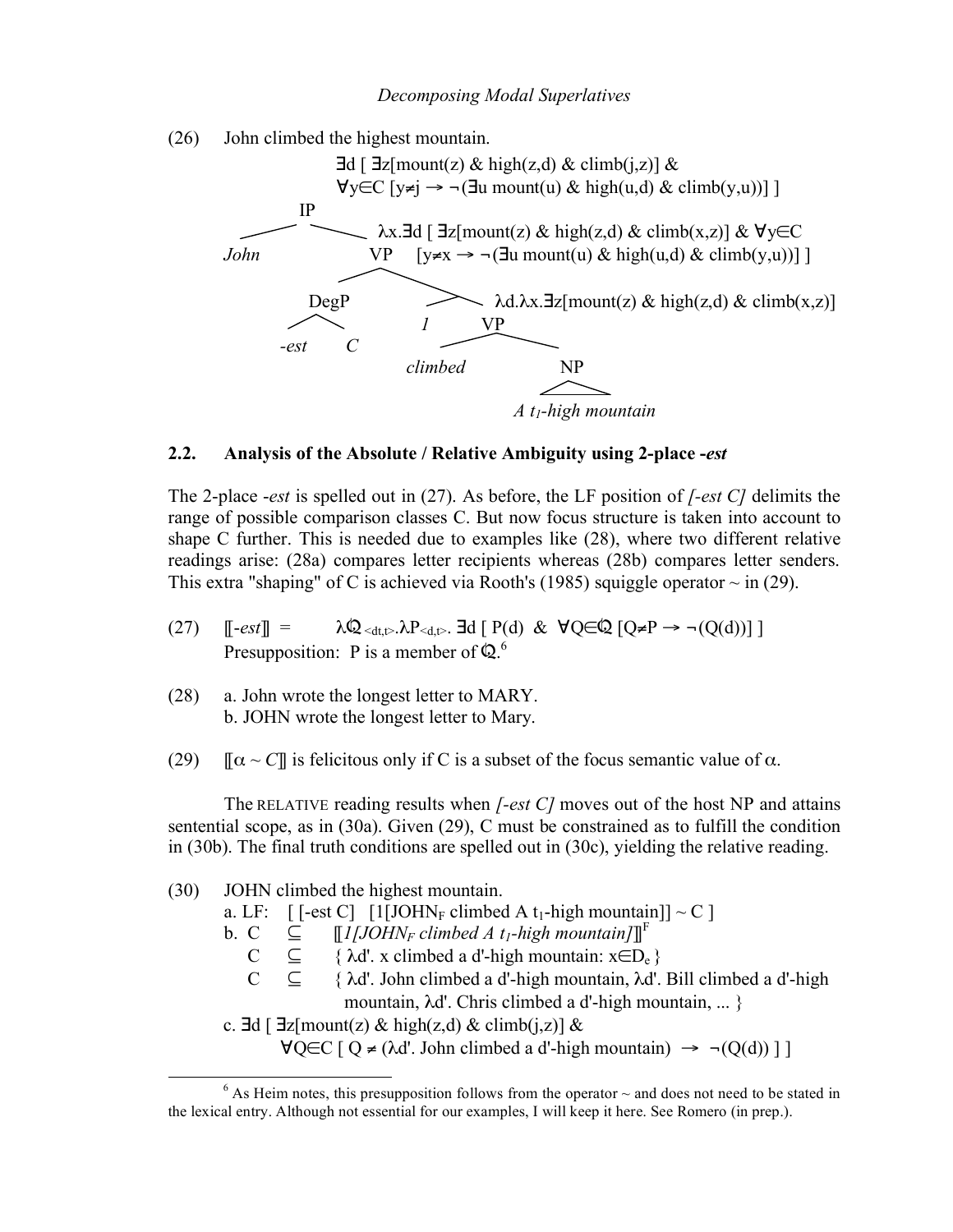(26) John climbed the highest mountain.

$$\exists d\, [\, \exists z[\text{mount}(z)\ \&\ \text{high}(z,d)\ \&\ \text{climb}(j,z)]\ \&\ \forall y \in C\, [y \neq j \rightarrow \neg(\exists u\ \text{mount}(u)\ \&\ \text{high}(u,d)\ \&\ \text{climb}(y,u))]\, ]$$

```
                     IP
        _____________|_____________
       |                           |
     John                          VP   λx.∃d [ ∃z[mount(z) & high(z,d) & climb(x,z)] & ∀y∈C
                                   |        [y≠x → ¬(∃u mount(u) & high(u,d) & climb(y,u))] ]
                     ______________|______________
                    |                             |
                  DegP                            |   λd.λx.∃z[mount(z) & high(z,d) & climb(x,z)]
                 /    \                     ______|______
              -est     C                   |             |
                                           1             VP
                                                   ______|______
                                                  |             |
                                               climbed          NP
                                                                |
                                                        A t1-high mountain
```

### 2.2. Analysis of the Absolute / Relative Ambiguity using 2-place *-est*

The 2-place *-est* is spelled out in (27). As before, the LF position of *[-est C]* delimits the range of possible comparison classes C. But now focus structure is taken into account to shape C further. This is needed due to examples like (28), where two different relative readings arise: (28a) compares letter recipients whereas (28b) compares letter senders. This extra "shaping" of C is achieved via Rooth's (1985) squiggle operator ~ in (29).

(27) $[\![\text{-}est]\!] = \lambda \mathcal{Q}_{<dt,t>}.\lambda P_{<d,t>}.\ \exists d\, [\, P(d)\ \&\ \forall Q \in \mathcal{Q}\, [Q \neq P \rightarrow \neg(Q(d))]\, ]$
Presupposition: P is a member of $\mathcal{Q}$.[6]

(28) a. John wrote the longest letter to MARY.
b. JOHN wrote the longest letter to Mary.

(29) $[\![\alpha \sim C]\!]$ is felicitous only if C is a subset of the focus semantic value of $\alpha$.

The RELATIVE reading results when *[-est C]* moves out of the host NP and attains sentential scope, as in (30a). Given (29), C must be constrained as to fulfill the condition in (30b). The final truth conditions are spelled out in (30c), yielding the relative reading.

(30) JOHN climbed the highest mountain.
a. LF: [ [-est C] [1[JOHN$_F$ climbed A t$_1$-high mountain]] ~ C ]
b. C $\subseteq$ $[\![$*1[JOHN$_F$ climbed A t$_1$-high mountain]*$]\!]^F$
C $\subseteq$ { λd'. x climbed a d'-high mountain: $x \in D_e$ }
C $\subseteq$ { λd'. John climbed a d'-high mountain, λd'. Bill climbed a d'-high mountain, λd'. Chris climbed a d'-high mountain, ... }
c. $\exists d\, [\, \exists z[\text{mount}(z)\ \&\ \text{high}(z,d)\ \&\ \text{climb}(j,z)]\ \&$
$\forall Q \in C\, [\, Q \neq (\lambda d'.\ \text{John climbed a d'-high mountain}) \rightarrow \neg(Q(d))\, ]\, ]$

---

[6] As Heim notes, this presupposition follows from the operator ~ and does not need to be stated in the lexical entry. Although not essential for our examples, I will keep it here. See Romero (in prep.).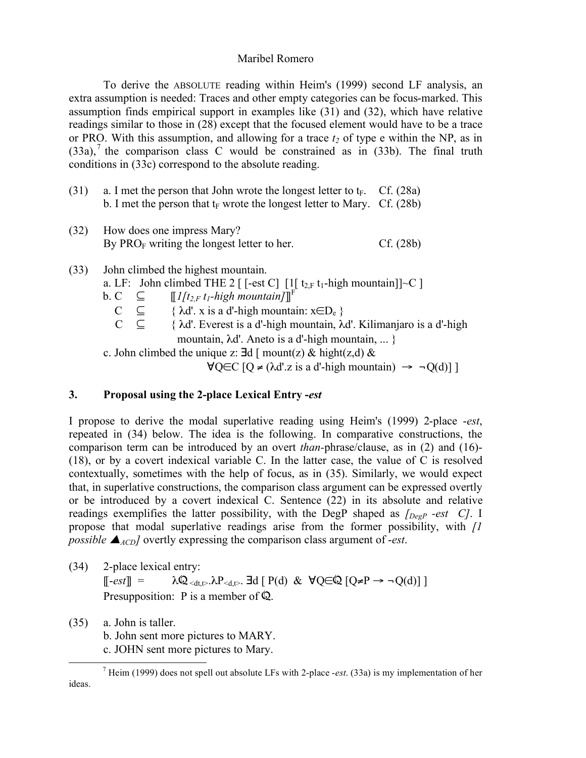To derive the ABSOLUTE reading within Heim's (1999) second LF analysis, an extra assumption is needed: Traces and other empty categories can be focus-marked. This assumption finds empirical support in examples like (31) and (32), which have relative readings similar to those in (28) except that the focused element would have to be a trace or PRO. With this assumption, and allowing for a trace $t_2$ of type e within the NP, as in (33a),[7] the comparison class C would be constrained as in (33b). The final truth conditions in (33c) correspond to the absolute reading.

(31) a. I met the person that John wrote the longest letter to $t_F$. Cf. (28a)
b. I met the person that $t_F$ wrote the longest letter to Mary. Cf. (28b)

(32) How does one impress Mary?
By $PRO_F$ writing the longest letter to her. Cf. (28b)

(33) John climbed the highest mountain.
a. LF: John climbed THE 2 [ [-est C] [1[ $t_{2,F}$ $t_1$-high mountain]]~C ]
b. C $\subseteq$ $[\![$*1[$t_{2,F}$ $t_1$-high mountain]*$]\!]^F$
C $\subseteq$ { $\lambda$d'. x is a d'-high mountain: x$\in D_e$ }
C $\subseteq$ { $\lambda$d'. Everest is a d'-high mountain, $\lambda$d'. Kilimanjaro is a d'-high mountain, $\lambda$d'. Aneto is a d'-high mountain, ... }
c. John climbed the unique z: $\exists$d [ mount(z) & hight(z,d) &
$\forall Q \in C$ [Q $\neq$ ($\lambda$d'.z is a d'-high mountain) $\rightarrow$ $\neg$Q(d)] ]

## 3. Proposal using the 2-place Lexical Entry *-est*

I propose to derive the modal superlative reading using Heim's (1999) 2-place *-est*, repeated in (34) below. The idea is the following. In comparative constructions, the comparison term can be introduced by an overt *than*-phrase/clause, as in (2) and (16)-(18), or by a covert indexical variable C. In the latter case, the value of C is resolved contextually, sometimes with the help of focus, as in (35). Similarly, we would expect that, in superlative constructions, the comparison class argument can be expressed overtly or be introduced by a covert indexical C. Sentence (22) in its absolute and relative readings exemplifies the latter possibility, with the DegP shaped as *[$_{DegP}$ -est C]*. I propose that modal superlative readings arise from the former possibility, with *[1 possible $\blacktriangle_{ACD}$]* overtly expressing the comparison class argument of *-est*.

(34) 2-place lexical entry:
$[\![$*-est*$]\!]$ = $\lambda \mathcal{Q}_{<dt,t>}.\lambda P_{<d,t>}.\ \exists d\ [\ P(d)\ \&\ \forall Q \in \mathcal{Q}\ [Q \neq P \rightarrow \neg Q(d)]\ ]$
Presupposition: P is a member of $\mathcal{Q}$.

(35) a. John is taller.
b. John sent more pictures to MARY.
c. JOHN sent more pictures to Mary.

[7] Heim (1999) does not spell out absolute LFs with 2-place *-est*. (33a) is my implementation of her ideas.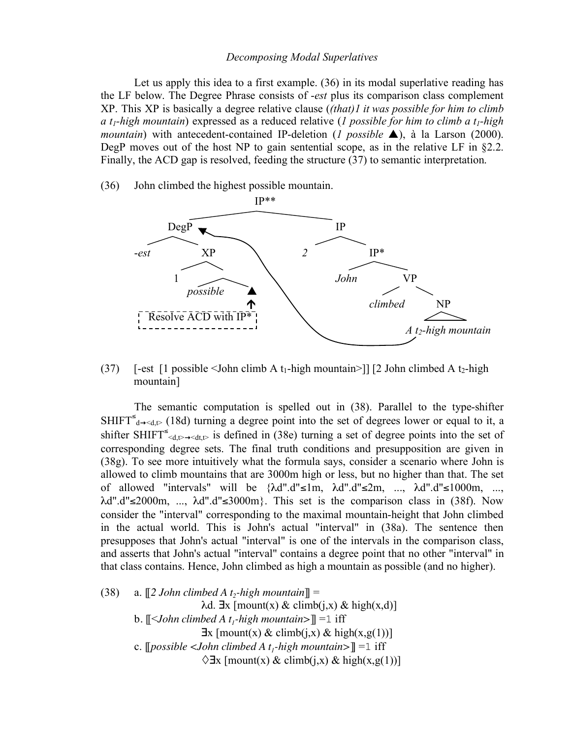Let us apply this idea to a first example. (36) in its modal superlative reading has the LF below. The Degree Phrase consists of *-est* plus its comparison class complement XP. This XP is basically a degree relative clause (*(that)1 it was possible for him to climb a $t_1$-high mountain*) expressed as a reduced relative (*1 possible for him to climb a $t_1$-high mountain*) with antecedent-contained IP-deletion (*1 possible* ▲), à la Larson (2000). DegP moves out of the host NP to gain sentential scope, as in the relative LF in §2.2. Finally, the ACD gap is resolved, feeding the structure (37) to semantic interpretation.

(36) John climbed the highest possible mountain.

```
                          IP**
              ___________/    \___________
           DegP                           IP
          /    \                         /   \
      -est      XP                      2     IP*
               /  \                          /   \
              1    \                      John    VP
             possible  ▲                         /  \
                       ↑                   climbed   NP
   [ Resolve ACD with IP* ]                           A t2-high mountain
   (DegP moves from NP to adjoin at IP**)
```

(37) [-est [1 possible <John climb A $t_1$-high mountain>]] [2 John climbed A $t_2$-high mountain]

The semantic computation is spelled out in (38). Parallel to the type-shifter $SHIFT^{\leq}_{d\rightarrow<d,t>}$ (18d) turning a degree point into the set of degrees lower or equal to it, a shifter $SHIFT^{\leq}_{<d,t>\rightarrow<dt,t>}$ is defined in (38e) turning a set of degree points into the set of corresponding degree sets. The final truth conditions and presupposition are given in (38g). To see more intuitively what the formula says, consider a scenario where John is allowed to climb mountains that are 3000m high or less, but no higher than that. The set of allowed "intervals" will be $\{\lambda d''.d''\leq 1m,\ \lambda d''.d''\leq 2m,\ ...,\ \lambda d''.d''\leq 1000m,\ ...,\ \lambda d''.d''\leq 2000m,\ ...,\ \lambda d''.d''\leq 3000m\}$. This set is the comparison class in (38f). Now consider the "interval" corresponding to the maximal mountain-height that John climbed in the actual world. This is John's actual "interval" in (38a). The sentence then presupposes that John's actual "interval" is one of the intervals in the comparison class, and asserts that John's actual "interval" contains a degree point that no other "interval" in that class contains. Hence, John climbed as high a mountain as possible (and no higher).

(38) a. ⟦*2 John climbed A $t_2$-high mountain*⟧ =
$$\lambda d.\ \exists x\ [\text{mount}(x)\ \&\ \text{climb}(j,x)\ \&\ \text{high}(x,d)]$$
b. ⟦*<John climbed A $t_1$-high mountain>*⟧ =1 iff
$$\exists x\ [\text{mount}(x)\ \&\ \text{climb}(j,x)\ \&\ \text{high}(x,g(1))]$$
c. ⟦*possible <John climbed A $t_1$-high mountain>*⟧ =1 iff
$$\Diamond\exists x\ [\text{mount}(x)\ \&\ \text{climb}(j,x)\ \&\ \text{high}(x,g(1))]$$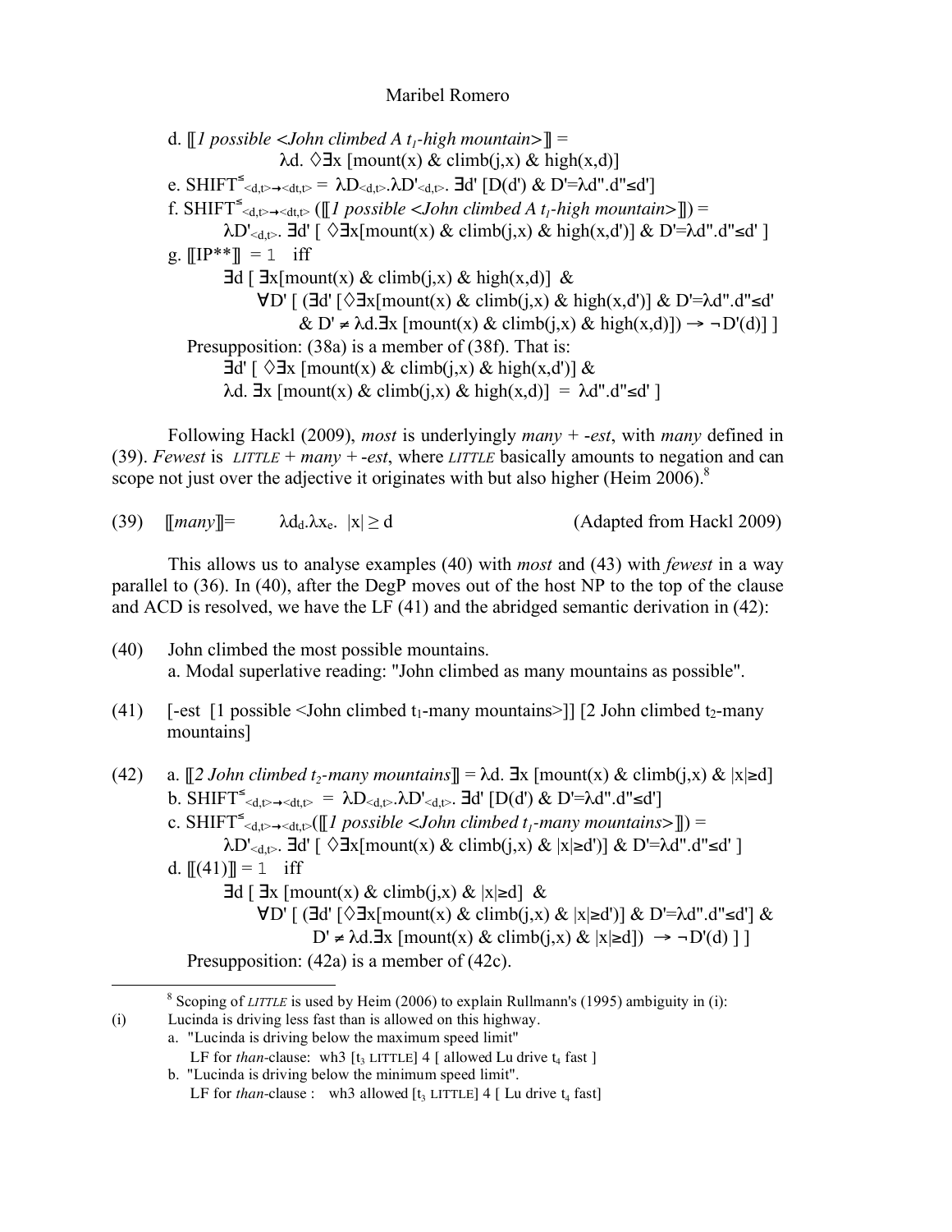d. ⟦*1 possible <John climbed A t₁-high mountain>*⟧ =

$\lambda d.\ \Diamond\exists x\ [\text{mount}(x)\ \&\ \text{climb}(j,x)\ \&\ \text{high}(x,d)]$

e. $\text{SHIFT}^{\leq}_{<d,t>\rightarrow<dt,t>} = \lambda D_{<d,t>}.\lambda D'_{<d,t>}.\ \exists d'\ [D(d')\ \&\ D'{=}\lambda d''.d''{\leq}d']$

f. $\text{SHIFT}^{\leq}_{<d,t>\rightarrow<dt,t>}$ (⟦*1 possible <John climbed A t₁-high mountain>*⟧) =

$\lambda D'_{<d,t>}.\ \exists d'\ [\ \Diamond\exists x[\text{mount}(x)\ \&\ \text{climb}(j,x)\ \&\ \text{high}(x,d')]\ \&\ D'{=}\lambda d''.d''{\leq}d'\ ]$

g. ⟦IP\*\*⟧ = 1 iff

$\exists d\ [\ \exists x[\text{mount}(x)\ \&\ \text{climb}(j,x)\ \&\ \text{high}(x,d)]\ \&$
$\forall D'\ [\ (\exists d'\ [\Diamond\exists x[\text{mount}(x)\ \&\ \text{climb}(j,x)\ \&\ \text{high}(x,d')]\ \&\ D'{=}\lambda d''.d''{\leq}d'$
$\&\ D' \neq \lambda d.\exists x\ [\text{mount}(x)\ \&\ \text{climb}(j,x)\ \&\ \text{high}(x,d)]) \rightarrow \neg D'(d)]\ ]$

Presupposition: (38a) is a member of (38f). That is:

$\exists d'\ [\ \Diamond\exists x\ [\text{mount}(x)\ \&\ \text{climb}(j,x)\ \&\ \text{high}(x,d')]\ \&$
$\lambda d.\ \exists x\ [\text{mount}(x)\ \&\ \text{climb}(j,x)\ \&\ \text{high}(x,d)]\ =\ \lambda d''.d''{\leq}d'\ ]$

Following Hackl (2009), *most* is underlyingly *many* + *-est*, with *many* defined in (39). *Fewest* is *LITTLE* + *many* + *-est*, where *LITTLE* basically amounts to negation and can scope not just over the adjective it originates with but also higher (Heim 2006).[8]

(39) ⟦*many*⟧= $\lambda d_d.\lambda x_e.\ |x| \geq d$ (Adapted from Hackl 2009)

This allows us to analyse examples (40) with *most* and (43) with *fewest* in a way parallel to (36). In (40), after the DegP moves out of the host NP to the top of the clause and ACD is resolved, we have the LF (41) and the abridged semantic derivation in (42):

(40) John climbed the most possible mountains.
a. Modal superlative reading: "John climbed as many mountains as possible".

(41) [-est [1 possible <John climbed t₁-many mountains>]] [2 John climbed t₂-many mountains]

(42) a. ⟦*2 John climbed t₂-many mountains*⟧ = $\lambda d.\ \exists x\ [\text{mount}(x)\ \&\ \text{climb}(j,x)\ \&\ |x|{\geq}d]$

b. $\text{SHIFT}^{\leq}_{<d,t>\rightarrow<dt,t>} = \lambda D_{<d,t>}.\lambda D'_{<d,t>}.\ \exists d'\ [D(d')\ \&\ D'{=}\lambda d''.d''{\leq}d']$

c. $\text{SHIFT}^{\leq}_{<d,t>\rightarrow<dt,t>}$(⟦*1 possible <John climbed t₁-many mountains>*⟧) =

$\lambda D'_{<d,t>}.\ \exists d'\ [\ \Diamond\exists x[\text{mount}(x)\ \&\ \text{climb}(j,x)\ \&\ |x|{\geq}d')]\ \&\ D'{=}\lambda d''.d''{\leq}d'\ ]$

d. ⟦(41)⟧ = 1 iff

$\exists d\ [\ \exists x\ [\text{mount}(x)\ \&\ \text{climb}(j,x)\ \&\ |x|{\geq}d]\ \&$
$\forall D'\ [\ (\exists d'\ [\Diamond\exists x[\text{mount}(x)\ \&\ \text{climb}(j,x)\ \&\ |x|{\geq}d')]\ \&\ D'{=}\lambda d''.d''{\leq}d']\ \&$
$D' \neq \lambda d.\exists x\ [\text{mount}(x)\ \&\ \text{climb}(j,x)\ \&\ |x|{\geq}d])\ \rightarrow \neg D'(d)\ ]\ ]$

Presupposition: (42a) is a member of (42c).

---

[8] Scoping of *LITTLE* is used by Heim (2006) to explain Rullmann's (1995) ambiguity in (i):

(i) Lucinda is driving less fast than is allowed on this highway.
a. "Lucinda is driving below the maximum speed limit"
LF for *than*-clause: wh3 [t₃ LITTLE] 4 [ allowed Lu drive t₄ fast ]
b. "Lucinda is driving below the minimum speed limit".
LF for *than*-clause : wh3 allowed [t₃ LITTLE] 4 [ Lu drive t₄ fast]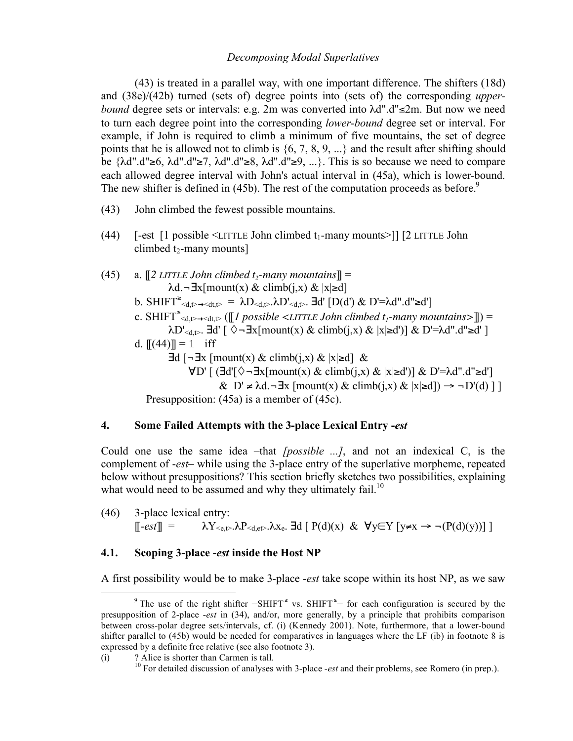(43) is treated in a parallel way, with one important difference. The shifters (18d) and (38e)/(42b) turned (sets of) degree points into (sets of) the corresponding *upper-bound* degree sets or intervals: e.g. 2m was converted into $\lambda d''.d''\leq 2m$. But now we need to turn each degree point into the corresponding *lower-bound* degree set or interval. For example, if John is required to climb a minimum of five mountains, the set of degree points that he is allowed not to climb is {6, 7, 8, 9, ...} and the result after shifting should be $\{\lambda d''.d''\geq 6, \lambda d''.d''\geq 7, \lambda d''.d''\geq 8, \lambda d''.d''\geq 9, ...\}$. This is so because we need to compare each allowed degree interval with John's actual interval in (45a), which is lower-bound. The new shifter is defined in (45b). The rest of the computation proceeds as before.[9]

(43) John climbed the fewest possible mountains.

(44) [-est [1 possible <LITTLE John climbed $t_1$-many mounts>]] [2 LITTLE John climbed $t_2$-many mounts]

(45) a. ⟦*2 LITTLE John climbed $t_2$-many mountains*⟧ =
$\lambda d.\neg\exists x[\text{mount}(x)\ \&\ \text{climb}(j,x)\ \&\ |x|\geq d]$

b. $\text{SHIFT}^{\geq}_{<d,t>\rightarrow<dt,t>} = \lambda D_{<d,t>}.\lambda D'_{<d,t>}.\ \exists d'\ [D(d')\ \&\ D'=\lambda d''.d''\geq d']$

c. $\text{SHIFT}^{\geq}_{<d,t>\rightarrow<dt,t>}$ (⟦*1 possible <LITTLE John climbed $t_1$-many mountains>*⟧) =
$\lambda D'_{<d,t>}.\ \exists d'\ [\ \Diamond\neg\exists x[\text{mount}(x)\ \&\ \text{climb}(j,x)\ \&\ |x|\geq d')]\ \&\ D'=\lambda d''.d''\geq d'\ ]$

d. ⟦(44)⟧ = 1 iff
$\exists d\ [\neg\exists x\ [\text{mount}(x)\ \&\ \text{climb}(j,x)\ \&\ |x|\geq d]\ \&$
$\forall D'\ [\ (\exists d'[\Diamond\neg\exists x[\text{mount}(x)\ \&\ \text{climb}(j,x)\ \&\ |x|\geq d')]\ \&\ D'=\lambda d''.d''\geq d']$
$\&\ D'\neq\lambda d.\neg\exists x\ [\text{mount}(x)\ \&\ \text{climb}(j,x)\ \&\ |x|\geq d]) \rightarrow \neg D'(d)\ ]\ ]$

Presupposition: (45a) is a member of (45c).

## 4. Some Failed Attempts with the 3-place Lexical Entry *-est*

Could one use the same idea –that *[possible ...]*, and not an indexical C, is the complement of *-est*– while using the 3-place entry of the superlative morpheme, repeated below without presuppositions? This section briefly sketches two possibilities, explaining what would need to be assumed and why they ultimately fail.[10]

(46) 3-place lexical entry:
⟦*-est*⟧ = $\lambda Y_{<e,t>}.\lambda P_{<d,et>}.\lambda x_e.\ \exists d\ [\ P(d)(x)\ \&\ \forall y\in Y\ [y\neq x \rightarrow \neg(P(d)(y))]\ ]$

### 4.1. Scoping 3-place *-est* inside the Host NP

A first possibility would be to make 3-place *-est* take scope within its host NP, as we saw

---

[9] The use of the right shifter –$\text{SHIFT}^{\leq}$ vs. $\text{SHIFT}^{\geq}$– for each configuration is secured by the presupposition of 2-place *-est* in (34), and/or, more generally, by a principle that prohibits comparison between cross-polar degree sets/intervals, cf. (i) (Kennedy 2001). Note, furthermore, that a lower-bound shifter parallel to (45b) would be needed for comparatives in languages where the LF (ib) in footnote 8 is expressed by a definite free relative (see also footnote 3).

(i) ? Alice is shorter than Carmen is tall.

[10] For detailed discussion of analyses with 3-place *-est* and their problems, see Romero (in prep.).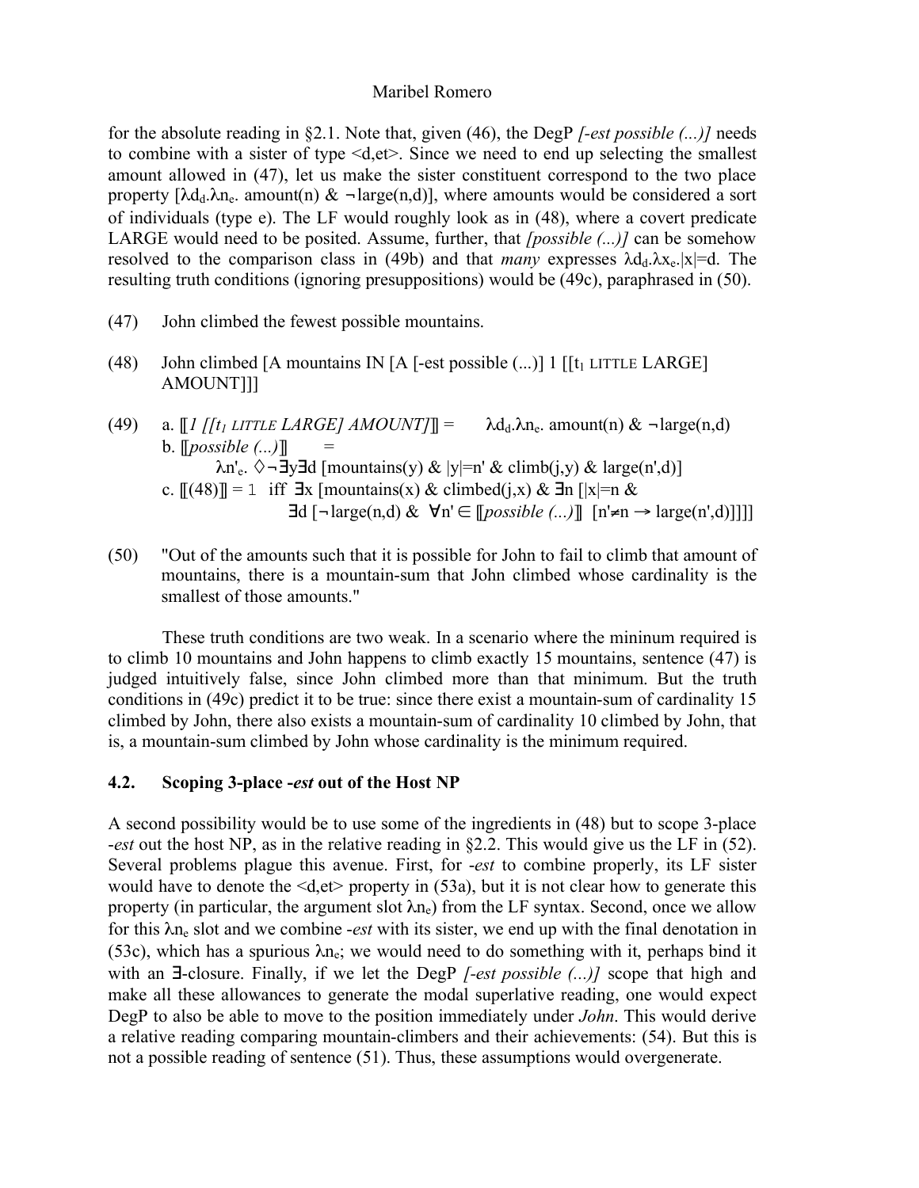for the absolute reading in §2.1. Note that, given (46), the DegP *[-est possible (...)]* needs to combine with a sister of type <d,et>. Since we need to end up selecting the smallest amount allowed in (47), let us make the sister constituent correspond to the two place property $[\lambda d_d.\lambda n_e.\ \text{amount}(n)\ \&\ \neg\text{large}(n,d)]$, where amounts would be considered a sort of individuals (type e). The LF would roughly look as in (48), where a covert predicate LARGE would need to be posited. Assume, further, that *[possible (...)]* can be somehow resolved to the comparison class in (49b) and that *many* expresses $\lambda d_d.\lambda x_e.|x|=d$. The resulting truth conditions (ignoring presuppositions) would be (49c), paraphrased in (50).

(47) John climbed the fewest possible mountains.

(48) John climbed [A mountains IN [A [-est possible (...)] 1 [[$t_1$ LITTLE LARGE] AMOUNT]]]

(49) a. ⟦*1 [[$t_1$ LITTLE LARGE] AMOUNT]*⟧ = $\lambda d_d.\lambda n_e.\ \text{amount}(n)\ \&\ \neg\text{large}(n,d)$
b. ⟦*possible (...)*⟧ =
$\lambda n'_e.\ \Diamond\neg\exists y\exists d\ [\text{mountains}(y)\ \&\ |y|=n'\ \&\ \text{climb}(j,y)\ \&\ \text{large}(n',d)]$
c. ⟦(48)⟧ = 1 iff $\exists x\ [\text{mountains}(x)\ \&\ \text{climbed}(j,x)\ \&\ \exists n\ [|x|=n\ \&$
$\exists d\ [\neg\text{large}(n,d)\ \&\ \forall n' \in$ ⟦*possible (...)*⟧ $[n'\neq n \rightarrow \text{large}(n',d)]]]]$

(50) "Out of the amounts such that it is possible for John to fail to climb that amount of mountains, there is a mountain-sum that John climbed whose cardinality is the smallest of those amounts."

These truth conditions are two weak. In a scenario where the mininum required is to climb 10 mountains and John happens to climb exactly 15 mountains, sentence (47) is judged intuitively false, since John climbed more than that minimum. But the truth conditions in (49c) predict it to be true: since there exist a mountain-sum of cardinality 15 climbed by John, there also exists a mountain-sum of cardinality 10 climbed by John, that is, a mountain-sum climbed by John whose cardinality is the minimum required.

### 4.2. Scoping 3-place *-est* out of the Host NP

A second possibility would be to use some of the ingredients in (48) but to scope 3-place *-est* out the host NP, as in the relative reading in §2.2. This would give us the LF in (52). Several problems plague this avenue. First, for *-est* to combine properly, its LF sister would have to denote the <d,et> property in (53a), but it is not clear how to generate this property (in particular, the argument slot $\lambda n_e$) from the LF syntax. Second, once we allow for this $\lambda n_e$ slot and we combine *-est* with its sister, we end up with the final denotation in (53c), which has a spurious $\lambda n_e$; we would need to do something with it, perhaps bind it with an $\exists$-closure. Finally, if we let the DegP *[-est possible (...)]* scope that high and make all these allowances to generate the modal superlative reading, one would expect DegP to also be able to move to the position immediately under *John*. This would derive a relative reading comparing mountain-climbers and their achievements: (54). But this is not a possible reading of sentence (51). Thus, these assumptions would overgenerate.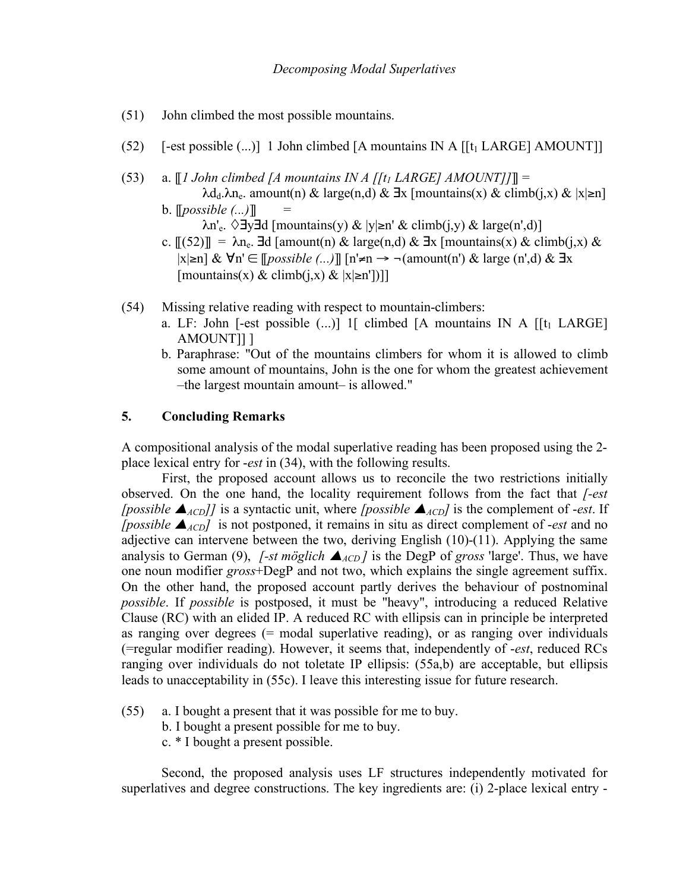(51) John climbed the most possible mountains.

(52) [-est possible (...)] 1 John climbed [A mountains IN A [[$t_1$ LARGE] AMOUNT]]

(53) a. ⟦*1 John climbed [A mountains IN A [[$t_1$ LARGE] AMOUNT]]*⟧ =
$\lambda d_d.\lambda n_e.$ amount(n) & large(n,d) & $\exists$x [mountains(x) & climb(j,x) & |x|≥n]

b. ⟦*possible (...)*⟧ =
$\lambda n'_e.$ $\Diamond\exists y\exists d$ [mountains(y) & |y|≥n' & climb(j,y) & large(n',d)]

c. ⟦(52)⟧ = $\lambda n_e.$ $\exists$d [amount(n) & large(n,d) & $\exists$x [mountains(x) & climb(j,x) & |x|≥n] & $\forall$n' $\in$ ⟦*possible (...)*⟧ [n'≠n → ¬(amount(n') & large (n',d) & $\exists$x [mountains(x) & climb(j,x) & |x|≥n'])]]

(54) Missing relative reading with respect to mountain-climbers:

a. LF: John [-est possible (...)] 1[ climbed [A mountains IN A [[$t_1$ LARGE] AMOUNT]] ]

b. Paraphrase: "Out of the mountains climbers for whom it is allowed to climb some amount of mountains, John is the one for whom the greatest achievement –the largest mountain amount– is allowed."

## 5. Concluding Remarks

A compositional analysis of the modal superlative reading has been proposed using the 2-place lexical entry for *-est* in (34), with the following results.

First, the proposed account allows us to reconcile the two restrictions initially observed. On the one hand, the locality requirement follows from the fact that *[-est [possible ▲$_{ACD}$]]* is a syntactic unit, where *[possible ▲$_{ACD}$]* is the complement of *-est*. If *[possible ▲$_{ACD}$]* is not postponed, it remains in situ as direct complement of *-est* and no adjective can intervene between the two, deriving English (10)-(11). Applying the same analysis to German (9), *[-st möglich ▲$_{ACD}$]* is the DegP of *gross* 'large'. Thus, we have one noun modifier *gross*+DegP and not two, which explains the single agreement suffix. On the other hand, the proposed account partly derives the behaviour of postnominal *possible*. If *possible* is postposed, it must be "heavy", introducing a reduced Relative Clause (RC) with an elided IP. A reduced RC with ellipsis can in principle be interpreted as ranging over degrees (= modal superlative reading), or as ranging over individuals (=regular modifier reading). However, it seems that, independently of *-est*, reduced RCs ranging over individuals do not toletate IP ellipsis: (55a,b) are acceptable, but ellipsis leads to unacceptability in (55c). I leave this interesting issue for future research.

(55) a. I bought a present that it was possible for me to buy.
b. I bought a present possible for me to buy.
c. * I bought a present possible.

Second, the proposed analysis uses LF structures independently motivated for superlatives and degree constructions. The key ingredients are: (i) 2-place lexical entry -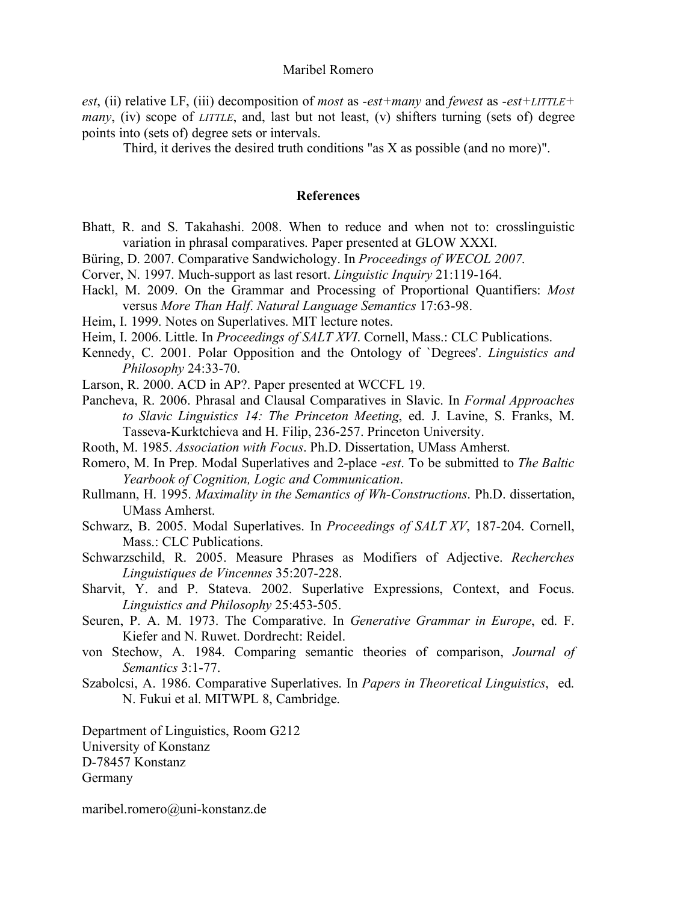*est*, (ii) relative LF, (iii) decomposition of *most* as *-est+many* and *fewest* as *-est+LITTLE+ many*, (iv) scope of *LITTLE*, and, last but not least, (v) shifters turning (sets of) degree points into (sets of) degree sets or intervals.

Third, it derives the desired truth conditions "as X as possible (and no more)".

## References

Bhatt, R. and S. Takahashi. 2008. When to reduce and when not to: crosslinguistic variation in phrasal comparatives. Paper presented at GLOW XXXI.

Büring, D. 2007. Comparative Sandwichology. In *Proceedings of WECOL 2007*.

Corver, N. 1997. Much-support as last resort. *Linguistic Inquiry* 21:119-164.

Hackl, M. 2009. On the Grammar and Processing of Proportional Quantifiers: *Most* versus *More Than Half*. *Natural Language Semantics* 17:63-98.

Heim, I. 1999. Notes on Superlatives. MIT lecture notes.

Heim, I. 2006. Little. In *Proceedings of SALT XVI*. Cornell, Mass.: CLC Publications.

Kennedy, C. 2001. Polar Opposition and the Ontology of `Degrees'. *Linguistics and Philosophy* 24:33-70.

Larson, R. 2000. ACD in AP?. Paper presented at WCCFL 19.

Pancheva, R. 2006. Phrasal and Clausal Comparatives in Slavic. In *Formal Approaches to Slavic Linguistics 14: The Princeton Meeting*, ed. J. Lavine, S. Franks, M. Tasseva-Kurktchieva and H. Filip, 236-257. Princeton University.

Rooth, M. 1985. *Association with Focus*. Ph.D. Dissertation, UMass Amherst.

Romero, M. In Prep. Modal Superlatives and 2-place *-est*. To be submitted to *The Baltic Yearbook of Cognition, Logic and Communication*.

Rullmann, H. 1995. *Maximality in the Semantics of Wh-Constructions*. Ph.D. dissertation, UMass Amherst.

Schwarz, B. 2005. Modal Superlatives. In *Proceedings of SALT XV*, 187-204. Cornell, Mass.: CLC Publications.

Schwarzschild, R. 2005. Measure Phrases as Modifiers of Adjective. *Recherches Linguistiques de Vincennes* 35:207-228.

Sharvit, Y. and P. Stateva. 2002. Superlative Expressions, Context, and Focus. *Linguistics and Philosophy* 25:453-505.

Seuren, P. A. M. 1973. The Comparative. In *Generative Grammar in Europe*, ed. F. Kiefer and N. Ruwet. Dordrecht: Reidel.

von Stechow, A. 1984. Comparing semantic theories of comparison, *Journal of Semantics* 3:1-77.

Szabolcsi, A. 1986. Comparative Superlatives. In *Papers in Theoretical Linguistics*, ed. N. Fukui et al. MITWPL 8, Cambridge.

Department of Linguistics, Room G212
University of Konstanz
D-78457 Konstanz
Germany

maribel.romero@uni-konstanz.de